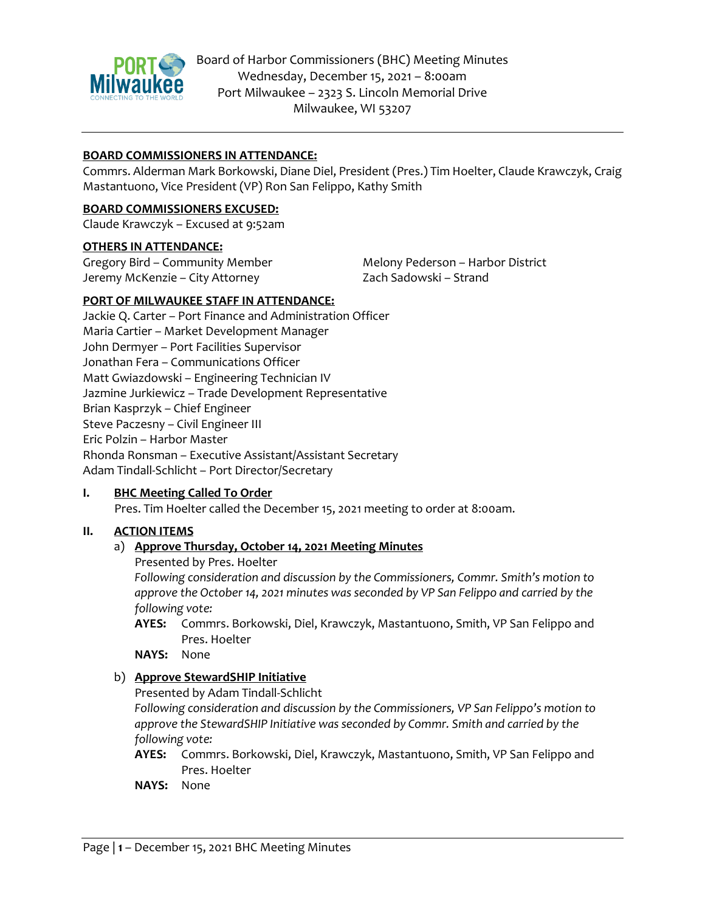Board of Harbor Commissioners (BHC) Meeting Minutes
Wednesday, December 15, 2021 – 8:00am
Port Milwaukee – 2323 S. Lincoln Memorial Drive
Milwaukee, WI 53207

**BOARD COMMISSIONERS IN ATTENDANCE:**

Commrs. Alderman Mark Borkowski, Diane Diel, President (Pres.) Tim Hoelter, Claude Krawczyk, Craig Mastantuono, Vice President (VP) Ron San Felippo, Kathy Smith

**BOARD COMMISSIONERS EXCUSED:**

Claude Krawczyk – Excused at 9:52am

**OTHERS IN ATTENDANCE:**

Gregory Bird – Community Member
Jeremy McKenzie – City Attorney
Melony Pederson – Harbor District
Zach Sadowski – Strand

**PORT OF MILWAUKEE STAFF IN ATTENDANCE:**

Jackie Q. Carter – Port Finance and Administration Officer
Maria Cartier – Market Development Manager
John Dermyer – Port Facilities Supervisor
Jonathan Fera – Communications Officer
Matt Gwiazdowski – Engineering Technician IV
Jazmine Jurkiewicz – Trade Development Representative
Brian Kasprzyk – Chief Engineer
Steve Paczesny – Civil Engineer III
Eric Polzin – Harbor Master
Rhonda Ronsman – Executive Assistant/Assistant Secretary
Adam Tindall-Schlicht – Port Director/Secretary

**I. BHC Meeting Called To Order**

Pres. Tim Hoelter called the December 15, 2021 meeting to order at 8:00am.

**II. ACTION ITEMS**

a) **Approve Thursday, October 14, 2021 Meeting Minutes**

Presented by Pres. Hoelter

*Following consideration and discussion by the Commissioners, Commr. Smith's motion to approve the October 14, 2021 minutes was seconded by VP San Felippo and carried by the following vote:*

**AYES:** Commrs. Borkowski, Diel, Krawczyk, Mastantuono, Smith, VP San Felippo and Pres. Hoelter

**NAYS:** None

b) **Approve StewardSHIP Initiative**

Presented by Adam Tindall-Schlicht

*Following consideration and discussion by the Commissioners, VP San Felippo's motion to approve the StewardSHIP Initiative was seconded by Commr. Smith and carried by the following vote:*

**AYES:** Commrs. Borkowski, Diel, Krawczyk, Mastantuono, Smith, VP San Felippo and Pres. Hoelter

**NAYS:** None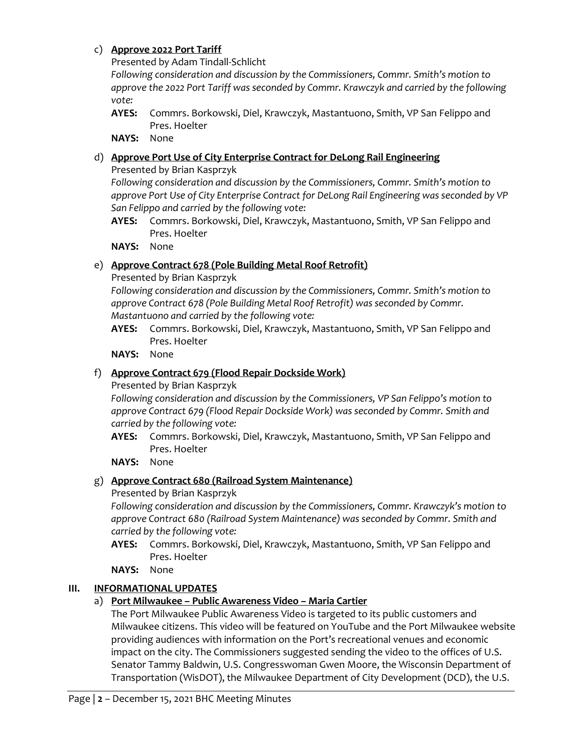c) **Approve 2022 Port Tariff**

Presented by Adam Tindall-Schlicht

*Following consideration and discussion by the Commissioners, Commr. Smith's motion to approve the 2022 Port Tariff was seconded by Commr. Krawczyk and carried by the following vote:*

**AYES:** Commrs. Borkowski, Diel, Krawczyk, Mastantuono, Smith, VP San Felippo and Pres. Hoelter

**NAYS:** None

d) **Approve Port Use of City Enterprise Contract for DeLong Rail Engineering**

Presented by Brian Kasprzyk

*Following consideration and discussion by the Commissioners, Commr. Smith's motion to approve Port Use of City Enterprise Contract for DeLong Rail Engineering was seconded by VP San Felippo and carried by the following vote:*

**AYES:** Commrs. Borkowski, Diel, Krawczyk, Mastantuono, Smith, VP San Felippo and Pres. Hoelter

**NAYS:** None

e) **Approve Contract 678 (Pole Building Metal Roof Retrofit)**

Presented by Brian Kasprzyk

*Following consideration and discussion by the Commissioners, Commr. Smith's motion to approve Contract 678 (Pole Building Metal Roof Retrofit) was seconded by Commr. Mastantuono and carried by the following vote:*

**AYES:** Commrs. Borkowski, Diel, Krawczyk, Mastantuono, Smith, VP San Felippo and Pres. Hoelter

**NAYS:** None

f) **Approve Contract 679 (Flood Repair Dockside Work)**

Presented by Brian Kasprzyk

*Following consideration and discussion by the Commissioners, VP San Felippo's motion to approve Contract 679 (Flood Repair Dockside Work) was seconded by Commr. Smith and carried by the following vote:*

**AYES:** Commrs. Borkowski, Diel, Krawczyk, Mastantuono, Smith, VP San Felippo and Pres. Hoelter

**NAYS:** None

g) **Approve Contract 680 (Railroad System Maintenance)**

Presented by Brian Kasprzyk

*Following consideration and discussion by the Commissioners, Commr. Krawczyk's motion to approve Contract 680 (Railroad System Maintenance) was seconded by Commr. Smith and carried by the following vote:*

**AYES:** Commrs. Borkowski, Diel, Krawczyk, Mastantuono, Smith, VP San Felippo and Pres. Hoelter

**NAYS:** None

## III. INFORMATIONAL UPDATES

a) **Port Milwaukee – Public Awareness Video – Maria Cartier**

The Port Milwaukee Public Awareness Video is targeted to its public customers and Milwaukee citizens. This video will be featured on YouTube and the Port Milwaukee website providing audiences with information on the Port's recreational venues and economic impact on the city. The Commissioners suggested sending the video to the offices of U.S. Senator Tammy Baldwin, U.S. Congresswoman Gwen Moore, the Wisconsin Department of Transportation (WisDOT), the Milwaukee Department of City Development (DCD), the U.S.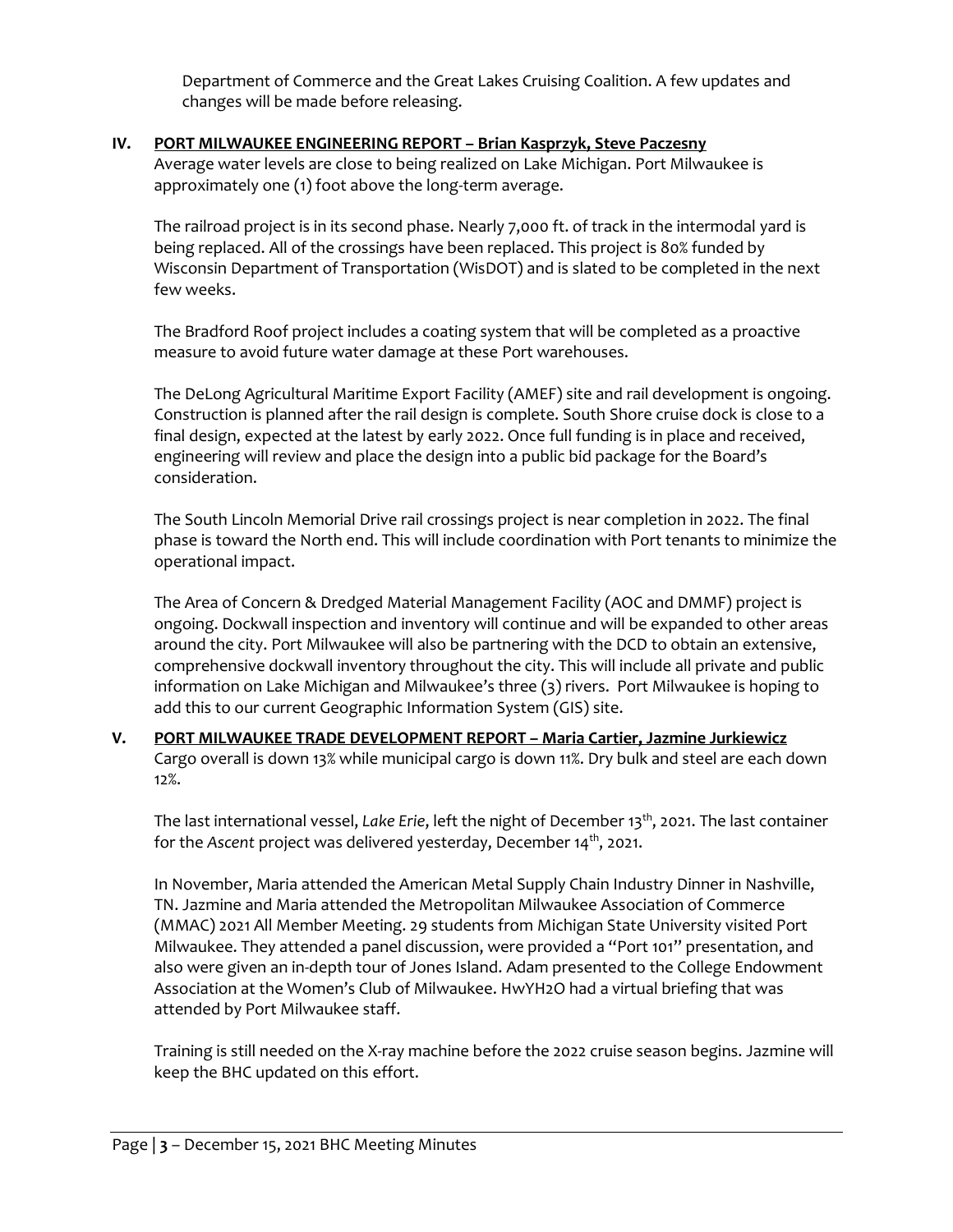Department of Commerce and the Great Lakes Cruising Coalition. A few updates and changes will be made before releasing.

## IV. PORT MILWAUKEE ENGINEERING REPORT – Brian Kasprzyk, Steve Paczesny

Average water levels are close to being realized on Lake Michigan. Port Milwaukee is approximately one (1) foot above the long-term average.

The railroad project is in its second phase. Nearly 7,000 ft. of track in the intermodal yard is being replaced. All of the crossings have been replaced. This project is 80% funded by Wisconsin Department of Transportation (WisDOT) and is slated to be completed in the next few weeks.

The Bradford Roof project includes a coating system that will be completed as a proactive measure to avoid future water damage at these Port warehouses.

The DeLong Agricultural Maritime Export Facility (AMEF) site and rail development is ongoing. Construction is planned after the rail design is complete. South Shore cruise dock is close to a final design, expected at the latest by early 2022. Once full funding is in place and received, engineering will review and place the design into a public bid package for the Board's consideration.

The South Lincoln Memorial Drive rail crossings project is near completion in 2022. The final phase is toward the North end. This will include coordination with Port tenants to minimize the operational impact.

The Area of Concern & Dredged Material Management Facility (AOC and DMMF) project is ongoing. Dockwall inspection and inventory will continue and will be expanded to other areas around the city. Port Milwaukee will also be partnering with the DCD to obtain an extensive, comprehensive dockwall inventory throughout the city. This will include all private and public information on Lake Michigan and Milwaukee's three (3) rivers. Port Milwaukee is hoping to add this to our current Geographic Information System (GIS) site.

## V. PORT MILWAUKEE TRADE DEVELOPMENT REPORT – Maria Cartier, Jazmine Jurkiewicz

Cargo overall is down 13% while municipal cargo is down 11%. Dry bulk and steel are each down 12%.

The last international vessel, *Lake Erie*, left the night of December 13th, 2021. The last container for the *Ascent* project was delivered yesterday, December 14th, 2021.

In November, Maria attended the American Metal Supply Chain Industry Dinner in Nashville, TN. Jazmine and Maria attended the Metropolitan Milwaukee Association of Commerce (MMAC) 2021 All Member Meeting. 29 students from Michigan State University visited Port Milwaukee. They attended a panel discussion, were provided a "Port 101" presentation, and also were given an in-depth tour of Jones Island. Adam presented to the College Endowment Association at the Women's Club of Milwaukee. HwYH2O had a virtual briefing that was attended by Port Milwaukee staff.

Training is still needed on the X-ray machine before the 2022 cruise season begins. Jazmine will keep the BHC updated on this effort.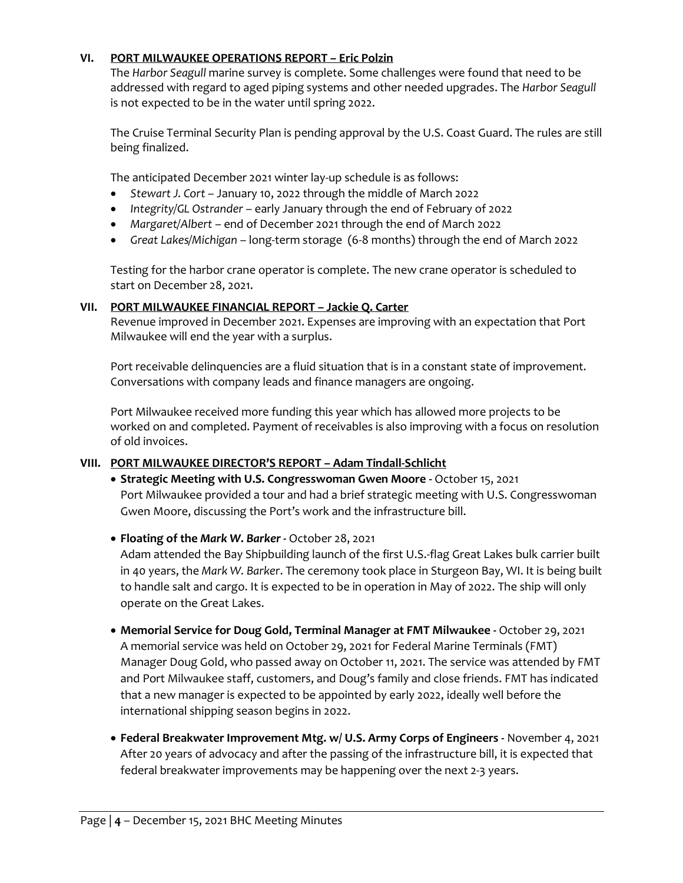## VI. PORT MILWAUKEE OPERATIONS REPORT – Eric Polzin

The *Harbor Seagull* marine survey is complete. Some challenges were found that need to be addressed with regard to aged piping systems and other needed upgrades. The *Harbor Seagull* is not expected to be in the water until spring 2022.

The Cruise Terminal Security Plan is pending approval by the U.S. Coast Guard. The rules are still being finalized.

The anticipated December 2021 winter lay-up schedule is as follows:

- *Stewart J. Cort* – January 10, 2022 through the middle of March 2022
- *Integrity/GL Ostrander* – early January through the end of February of 2022
- *Margaret/Albert* – end of December 2021 through the end of March 2022
- *Great Lakes/Michigan* – long-term storage (6-8 months) through the end of March 2022

Testing for the harbor crane operator is complete. The new crane operator is scheduled to start on December 28, 2021.

## VII. PORT MILWAUKEE FINANCIAL REPORT – Jackie Q. Carter

Revenue improved in December 2021. Expenses are improving with an expectation that Port Milwaukee will end the year with a surplus.

Port receivable delinquencies are a fluid situation that is in a constant state of improvement. Conversations with company leads and finance managers are ongoing.

Port Milwaukee received more funding this year which has allowed more projects to be worked on and completed. Payment of receivables is also improving with a focus on resolution of old invoices.

## VIII. PORT MILWAUKEE DIRECTOR'S REPORT – Adam Tindall-Schlicht

- **Strategic Meeting with U.S. Congresswoman Gwen Moore** - October 15, 2021
  Port Milwaukee provided a tour and had a brief strategic meeting with U.S. Congresswoman Gwen Moore, discussing the Port's work and the infrastructure bill.

- **Floating of the *Mark W. Barker*** - October 28, 2021
  Adam attended the Bay Shipbuilding launch of the first U.S.-flag Great Lakes bulk carrier built in 40 years, the *Mark W. Barker*. The ceremony took place in Sturgeon Bay, WI. It is being built to handle salt and cargo. It is expected to be in operation in May of 2022. The ship will only operate on the Great Lakes.

- **Memorial Service for Doug Gold, Terminal Manager at FMT Milwaukee** - October 29, 2021
  A memorial service was held on October 29, 2021 for Federal Marine Terminals (FMT) Manager Doug Gold, who passed away on October 11, 2021. The service was attended by FMT and Port Milwaukee staff, customers, and Doug's family and close friends. FMT has indicated that a new manager is expected to be appointed by early 2022, ideally well before the international shipping season begins in 2022.

- **Federal Breakwater Improvement Mtg. w/ U.S. Army Corps of Engineers** - November 4, 2021
  After 20 years of advocacy and after the passing of the infrastructure bill, it is expected that federal breakwater improvements may be happening over the next 2-3 years.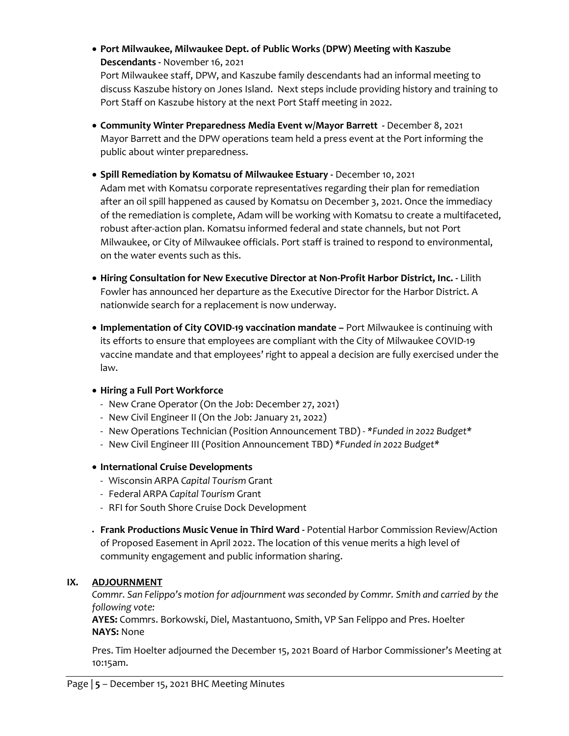- **Port Milwaukee, Milwaukee Dept. of Public Works (DPW) Meeting with Kaszube Descendants -** November 16, 2021
  Port Milwaukee staff, DPW, and Kaszube family descendants had an informal meeting to discuss Kaszube history on Jones Island. Next steps include providing history and training to Port Staff on Kaszube history at the next Port Staff meeting in 2022.

- **Community Winter Preparedness Media Event w/Mayor Barrett -** December 8, 2021
  Mayor Barrett and the DPW operations team held a press event at the Port informing the public about winter preparedness.

- **Spill Remediation by Komatsu of Milwaukee Estuary -** December 10, 2021
  Adam met with Komatsu corporate representatives regarding their plan for remediation after an oil spill happened as caused by Komatsu on December 3, 2021. Once the immediacy of the remediation is complete, Adam will be working with Komatsu to create a multifaceted, robust after-action plan. Komatsu informed federal and state channels, but not Port Milwaukee, or City of Milwaukee officials. Port staff is trained to respond to environmental, on the water events such as this.

- **Hiring Consultation for New Executive Director at Non-Profit Harbor District, Inc. -** Lilith Fowler has announced her departure as the Executive Director for the Harbor District. A nationwide search for a replacement is now underway.

- **Implementation of City COVID-19 vaccination mandate –** Port Milwaukee is continuing with its efforts to ensure that employees are compliant with the City of Milwaukee COVID-19 vaccine mandate and that employees' right to appeal a decision are fully exercised under the law.

- **Hiring a Full Port Workforce**
  - New Crane Operator (On the Job: December 27, 2021)
  - New Civil Engineer II (On the Job: January 21, 2022)
  - New Operations Technician (Position Announcement TBD) - *\*Funded in 2022 Budget\**
  - New Civil Engineer III (Position Announcement TBD) *\*Funded in 2022 Budget\**

- **International Cruise Developments**
  - Wisconsin ARPA *Capital Tourism* Grant
  - Federal ARPA *Capital Tourism* Grant
  - RFI for South Shore Cruise Dock Development

- **Frank Productions Music Venue in Third Ward -** Potential Harbor Commission Review/Action of Proposed Easement in April 2022. The location of this venue merits a high level of community engagement and public information sharing.

## IX. ADJOURNMENT

*Commr. San Felippo's motion for adjournment was seconded by Commr. Smith and carried by the following vote:*

**AYES:** Commrs. Borkowski, Diel, Mastantuono, Smith, VP San Felippo and Pres. Hoelter
**NAYS:** None

Pres. Tim Hoelter adjourned the December 15, 2021 Board of Harbor Commissioner's Meeting at 10:15am.